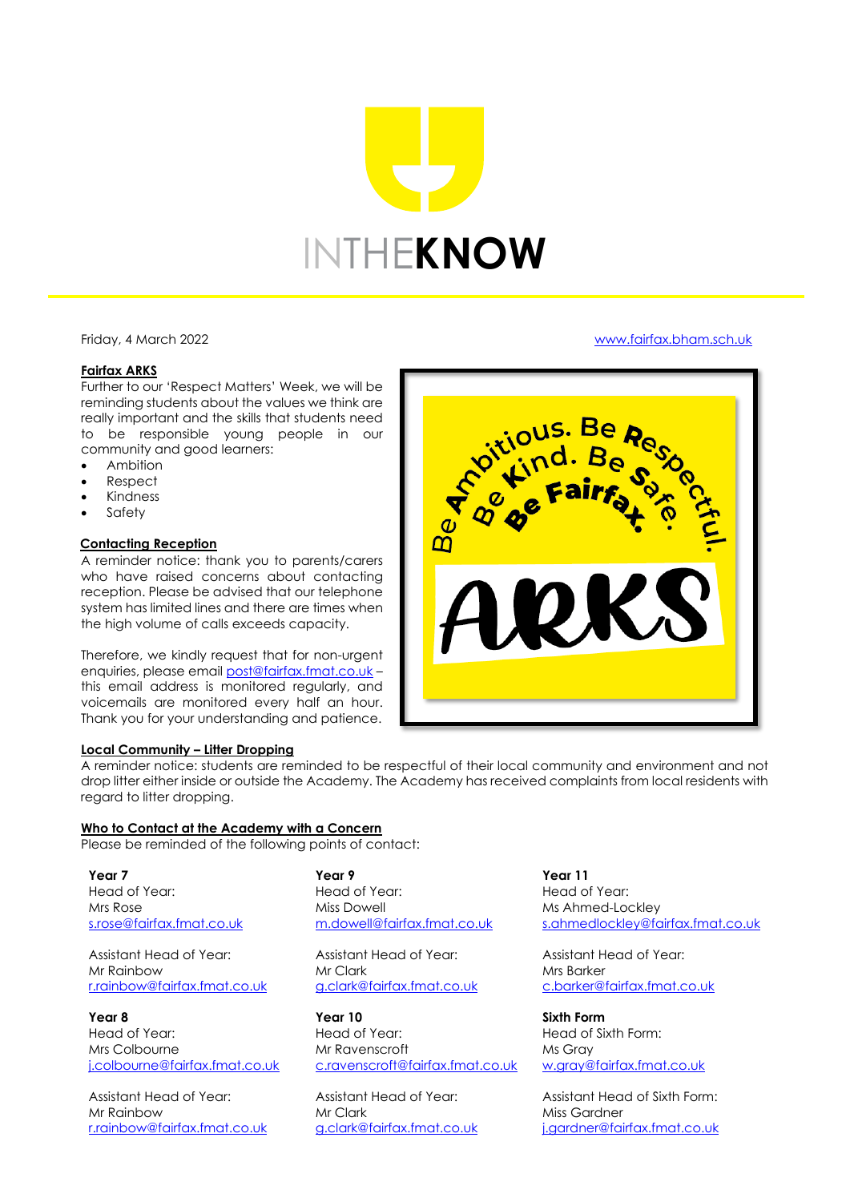# INTHEKNOW

Friday, 4 March 2022

www.fairfax.bham.sch.uk

**Fairfax ARKS**

Further to our 'Respect Matters' Week, we will be reminding students about the values we think are really important and the skills that students need to be responsible young people in our community and good learners:

- Ambition
- Respect
- Kindness
- Safety

**Contacting Reception**

A reminder notice: thank you to parents/carers who have raised concerns about contacting reception. Please be advised that our telephone system has limited lines and there are times when the high volume of calls exceeds capacity.

Therefore, we kindly request that for non-urgent enquiries, please email post@fairfax.fmat.co.uk – this email address is monitored regularly, and voicemails are monitored every half an hour. Thank you for your understanding and patience.

**Local Community – Litter Dropping**

A reminder notice: students are reminded to be respectful of their local community and environment and not drop litter either inside or outside the Academy. The Academy has received complaints from local residents with regard to litter dropping.

**Who to Contact at the Academy with a Concern**

Please be reminded of the following points of contact:

**Year 7**
Head of Year:
Mrs Rose
s.rose@fairfax.fmat.co.uk

Assistant Head of Year:
Mr Rainbow
r.rainbow@fairfax.fmat.co.uk

**Year 8**
Head of Year:
Mrs Colbourne
j.colbourne@fairfax.fmat.co.uk

Assistant Head of Year:
Mr Rainbow
r.rainbow@fairfax.fmat.co.uk

**Year 9**
Head of Year:
Miss Dowell
m.dowell@fairfax.fmat.co.uk

Assistant Head of Year:
Mr Clark
g.clark@fairfax.fmat.co.uk

**Year 10**
Head of Year:
Mr Ravenscroft
c.ravenscroft@fairfax.fmat.co.uk

Assistant Head of Year:
Mr Clark
g.clark@fairfax.fmat.co.uk

**Year 11**
Head of Year:
Ms Ahmed-Lockley
s.ahmedlockley@fairfax.fmat.co.uk

Assistant Head of Year:
Mrs Barker
c.barker@fairfax.fmat.co.uk

**Sixth Form**
Head of Sixth Form:
Ms Gray
w.gray@fairfax.fmat.co.uk

Assistant Head of Sixth Form:
Miss Gardner
j.gardner@fairfax.fmat.co.uk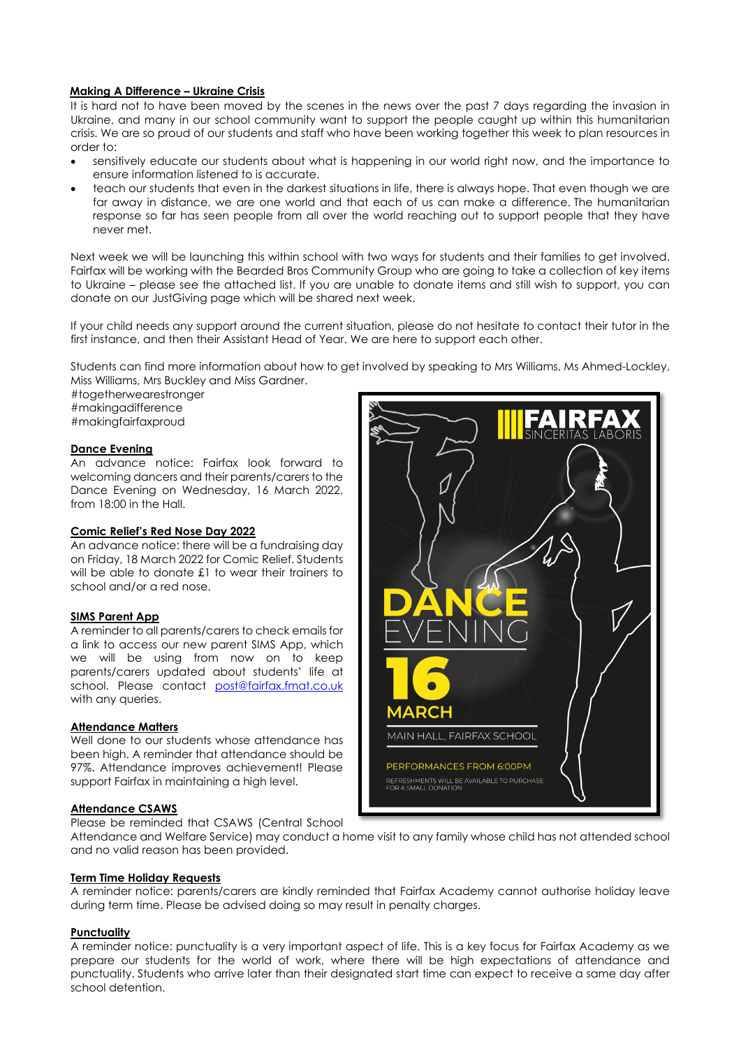## Making A Difference – Ukraine Crisis

It is hard not to have been moved by the scenes in the news over the past 7 days regarding the invasion in Ukraine, and many in our school community want to support the people caught up within this humanitarian crisis. We are so proud of our students and staff who have been working together this week to plan resources in order to:

- sensitively educate our students about what is happening in our world right now, and the importance to ensure information listened to is accurate.
- teach our students that even in the darkest situations in life, there is always hope. That even though we are far away in distance, we are one world and that each of us can make a difference. The humanitarian response so far has seen people from all over the world reaching out to support people that they have never met.

Next week we will be launching this within school with two ways for students and their families to get involved. Fairfax will be working with the Bearded Bros Community Group who are going to take a collection of key items to Ukraine – please see the attached list. If you are unable to donate items and still wish to support, you can donate on our JustGiving page which will be shared next week.

If your child needs any support around the current situation, please do not hesitate to contact their tutor in the first instance, and then their Assistant Head of Year. We are here to support each other.

Students can find more information about how to get involved by speaking to Mrs Williams, Ms Ahmed-Lockley, Miss Williams, Mrs Buckley and Miss Gardner.

#togetherwearestronger
#makingadifference
#makingfairfaxproud

## Dance Evening

An advance notice: Fairfax look forward to welcoming dancers and their parents/carers to the Dance Evening on Wednesday, 16 March 2022, from 18:00 in the Hall.

FAIRFAX SINCERITAS LABORIS

DANCE EVENING

16 MARCH

MAIN HALL, FAIRFAX SCHOOL

PERFORMANCES FROM 6:00PM

REFRESHMENTS WILL BE AVAILABLE TO PURCHASE FOR A SMALL DONATION

## Comic Relief's Red Nose Day 2022

An advance notice: there will be a fundraising day on Friday, 18 March 2022 for Comic Relief. Students will be able to donate £1 to wear their trainers to school and/or a red nose.

## SIMS Parent App

A reminder to all parents/carers to check emails for a link to access our new parent SIMS App, which we will be using from now on to keep parents/carers updated about students' life at school. Please contact post@fairfax.fmat.co.uk with any queries.

## Attendance Matters

Well done to our students whose attendance has been high. A reminder that attendance should be 97%. Attendance improves achievement! Please support Fairfax in maintaining a high level.

## Attendance CSAWS

Please be reminded that CSAWS (Central School Attendance and Welfare Service) may conduct a home visit to any family whose child has not attended school and no valid reason has been provided.

## Term Time Holiday Requests

A reminder notice: parents/carers are kindly reminded that Fairfax Academy cannot authorise holiday leave during term time. Please be advised doing so may result in penalty charges.

## Punctuality

A reminder notice: punctuality is a very important aspect of life. This is a key focus for Fairfax Academy as we prepare our students for the world of work, where there will be high expectations of attendance and punctuality. Students who arrive later than their designated start time can expect to receive a same day after school detention.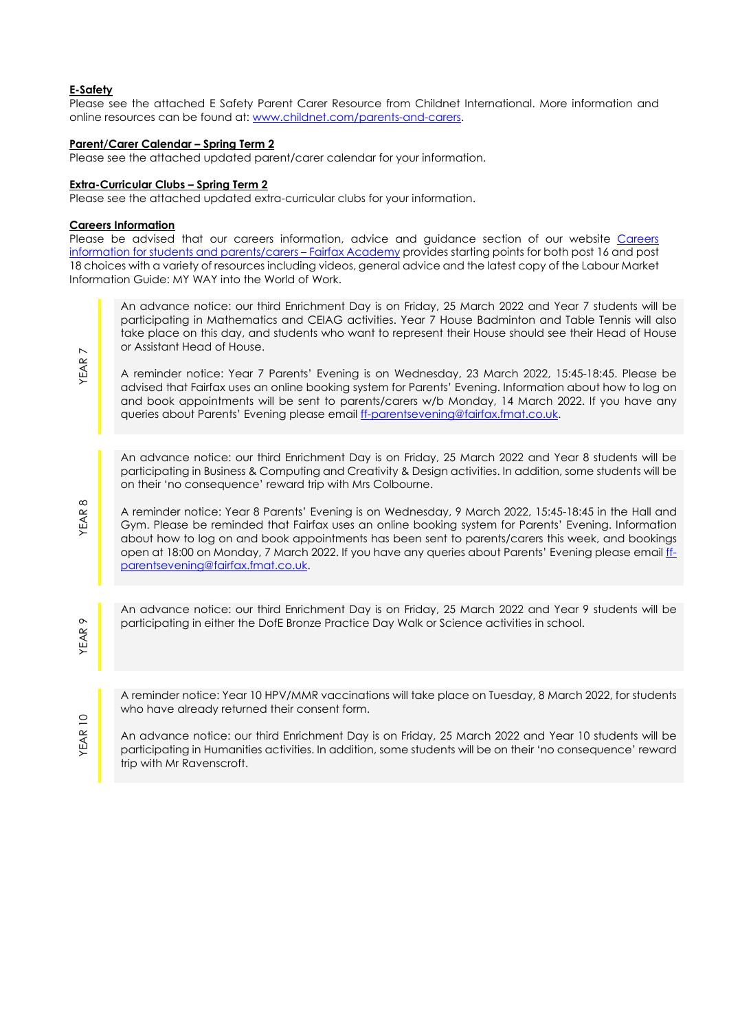**E-Safety**

Please see the attached E Safety Parent Carer Resource from Childnet International. More information and online resources can be found at: [www.childnet.com/parents-and-carers](www.childnet.com/parents-and-carers).

**Parent/Carer Calendar – Spring Term 2**

Please see the attached updated parent/carer calendar for your information.

**Extra-Curricular Clubs – Spring Term 2**

Please see the attached updated extra-curricular clubs for your information.

**Careers Information**

Please be advised that our careers information, advice and guidance section of our website Careers information for students and parents/carers – Fairfax Academy provides starting points for both post 16 and post 18 choices with a variety of resources including videos, general advice and the latest copy of the Labour Market Information Guide: MY WAY into the World of Work.

### YEAR 7

An advance notice: our third Enrichment Day is on Friday, 25 March 2022 and Year 7 students will be participating in Mathematics and CEIAG activities. Year 7 House Badminton and Table Tennis will also take place on this day, and students who want to represent their House should see their Head of House or Assistant Head of House.

A reminder notice: Year 7 Parents' Evening is on Wednesday, 23 March 2022, 15:45-18:45. Please be advised that Fairfax uses an online booking system for Parents' Evening. Information about how to log on and book appointments will be sent to parents/carers w/b Monday, 14 March 2022. If you have any queries about Parents' Evening please email ff-parentsevening@fairfax.fmat.co.uk.

### YEAR 8

An advance notice: our third Enrichment Day is on Friday, 25 March 2022 and Year 8 students will be participating in Business & Computing and Creativity & Design activities. In addition, some students will be on their 'no consequence' reward trip with Mrs Colbourne.

A reminder notice: Year 8 Parents' Evening is on Wednesday, 9 March 2022, 15:45-18:45 in the Hall and Gym. Please be reminded that Fairfax uses an online booking system for Parents' Evening. Information about how to log on and book appointments has been sent to parents/carers this week, and bookings open at 18:00 on Monday, 7 March 2022. If you have any queries about Parents' Evening please email ff-parentsevening@fairfax.fmat.co.uk.

### YEAR 9

An advance notice: our third Enrichment Day is on Friday, 25 March 2022 and Year 9 students will be participating in either the DofE Bronze Practice Day Walk or Science activities in school.

### YEAR 10

A reminder notice: Year 10 HPV/MMR vaccinations will take place on Tuesday, 8 March 2022, for students who have already returned their consent form.

An advance notice: our third Enrichment Day is on Friday, 25 March 2022 and Year 10 students will be participating in Humanities activities. In addition, some students will be on their 'no consequence' reward trip with Mr Ravenscroft.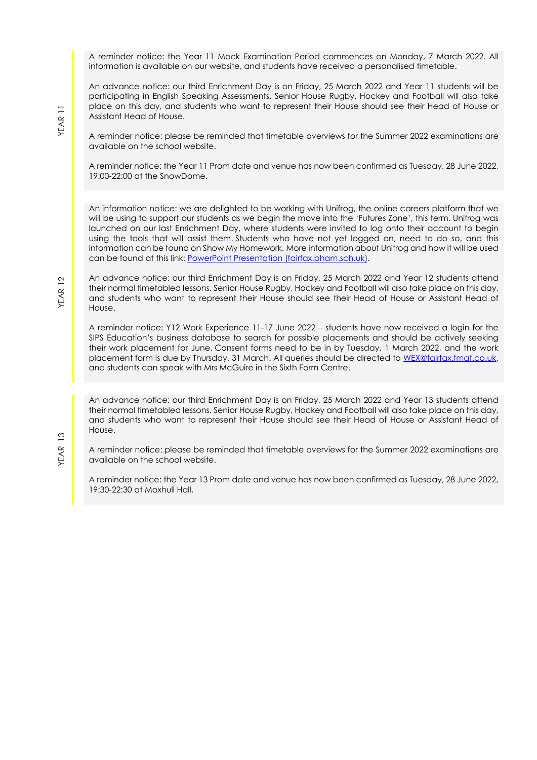## YEAR 11

A reminder notice: the Year 11 Mock Examination Period commences on Monday, 7 March 2022. All information is available on our website, and students have received a personalised timetable.

An advance notice: our third Enrichment Day is on Friday, 25 March 2022 and Year 11 students will be participating in English Speaking Assessments. Senior House Rugby, Hockey and Football will also take place on this day, and students who want to represent their House should see their Head of House or Assistant Head of House.

A reminder notice: please be reminded that timetable overviews for the Summer 2022 examinations are available on the school website.

A reminder notice: the Year 11 Prom date and venue has now been confirmed as Tuesday, 28 June 2022, 19:00-22:00 at the SnowDome.

## YEAR 12

An information notice: we are delighted to be working with Unifrog, the online careers platform that we will be using to support our students as we begin the move into the 'Futures Zone', this term. Unifrog was launched on our last Enrichment Day, where students were invited to log onto their account to begin using the tools that will assist them. Students who have not yet logged on, need to do so, and this information can be found on Show My Homework. More information about Unifrog and how it will be used can be found at this link: [PowerPoint Presentation (fairfax.bham.sch.uk)](fairfax.bham.sch.uk).

An advance notice: our third Enrichment Day is on Friday, 25 March 2022 and Year 12 students attend their normal timetabled lessons. Senior House Rugby, Hockey and Football will also take place on this day, and students who want to represent their House should see their Head of House or Assistant Head of House.

A reminder notice: Y12 Work Experience 11-17 June 2022 – students have now received a login for the SIPS Education's business database to search for possible placements and should be actively seeking their work placement for June. Consent forms need to be in by Tuesday, 1 March 2022, and the work placement form is due by Thursday, 31 March. All queries should be directed to WEX@fairfax.fmat.co.uk, and students can speak with Mrs McGuire in the Sixth Form Centre.

## YEAR 13

An advance notice: our third Enrichment Day is on Friday, 25 March 2022 and Year 13 students attend their normal timetabled lessons. Senior House Rugby, Hockey and Football will also take place on this day, and students who want to represent their House should see their Head of House or Assistant Head of House.

A reminder notice: please be reminded that timetable overviews for the Summer 2022 examinations are available on the school website.

A reminder notice: the Year 13 Prom date and venue has now been confirmed as Tuesday, 28 June 2022, 19:30-22:30 at Moxhull Hall.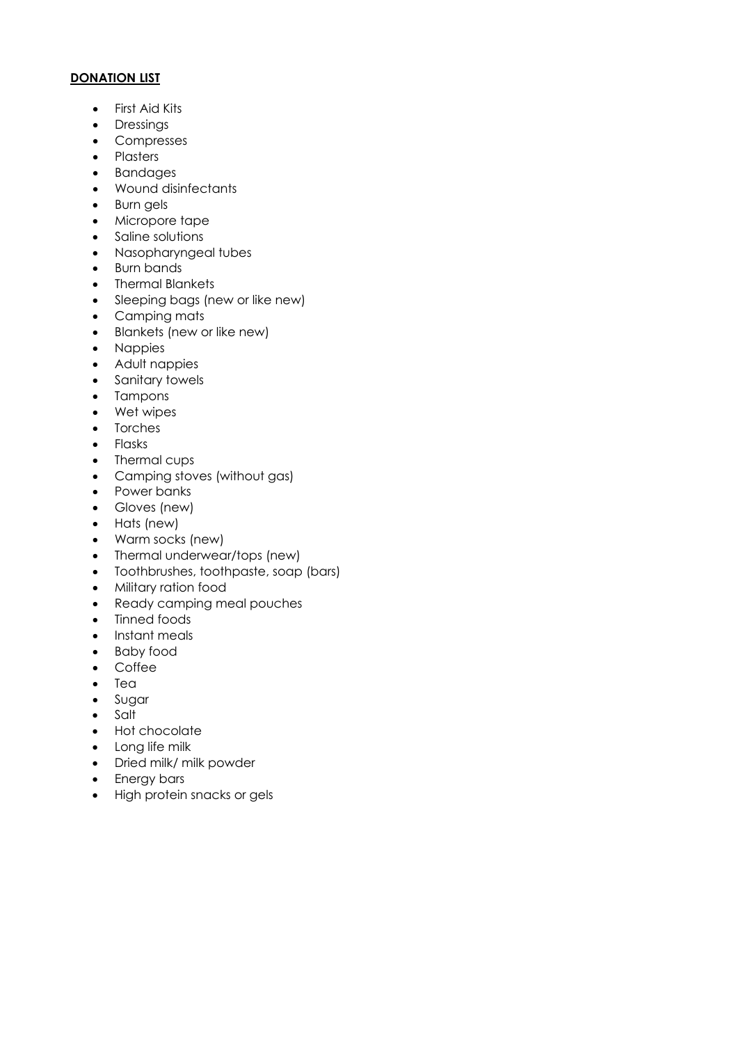**DONATION LIST**

- First Aid Kits
- Dressings
- Compresses
- Plasters
- Bandages
- Wound disinfectants
- Burn gels
- Micropore tape
- Saline solutions
- Nasopharyngeal tubes
- Burn bands
- Thermal Blankets
- Sleeping bags (new or like new)
- Camping mats
- Blankets (new or like new)
- Nappies
- Adult nappies
- Sanitary towels
- Tampons
- Wet wipes
- Torches
- Flasks
- Thermal cups
- Camping stoves (without gas)
- Power banks
- Gloves (new)
- Hats (new)
- Warm socks (new)
- Thermal underwear/tops (new)
- Toothbrushes, toothpaste, soap (bars)
- Military ration food
- Ready camping meal pouches
- Tinned foods
- Instant meals
- Baby food
- Coffee
- Tea
- Sugar
- Salt
- Hot chocolate
- Long life milk
- Dried milk/ milk powder
- Energy bars
- High protein snacks or gels